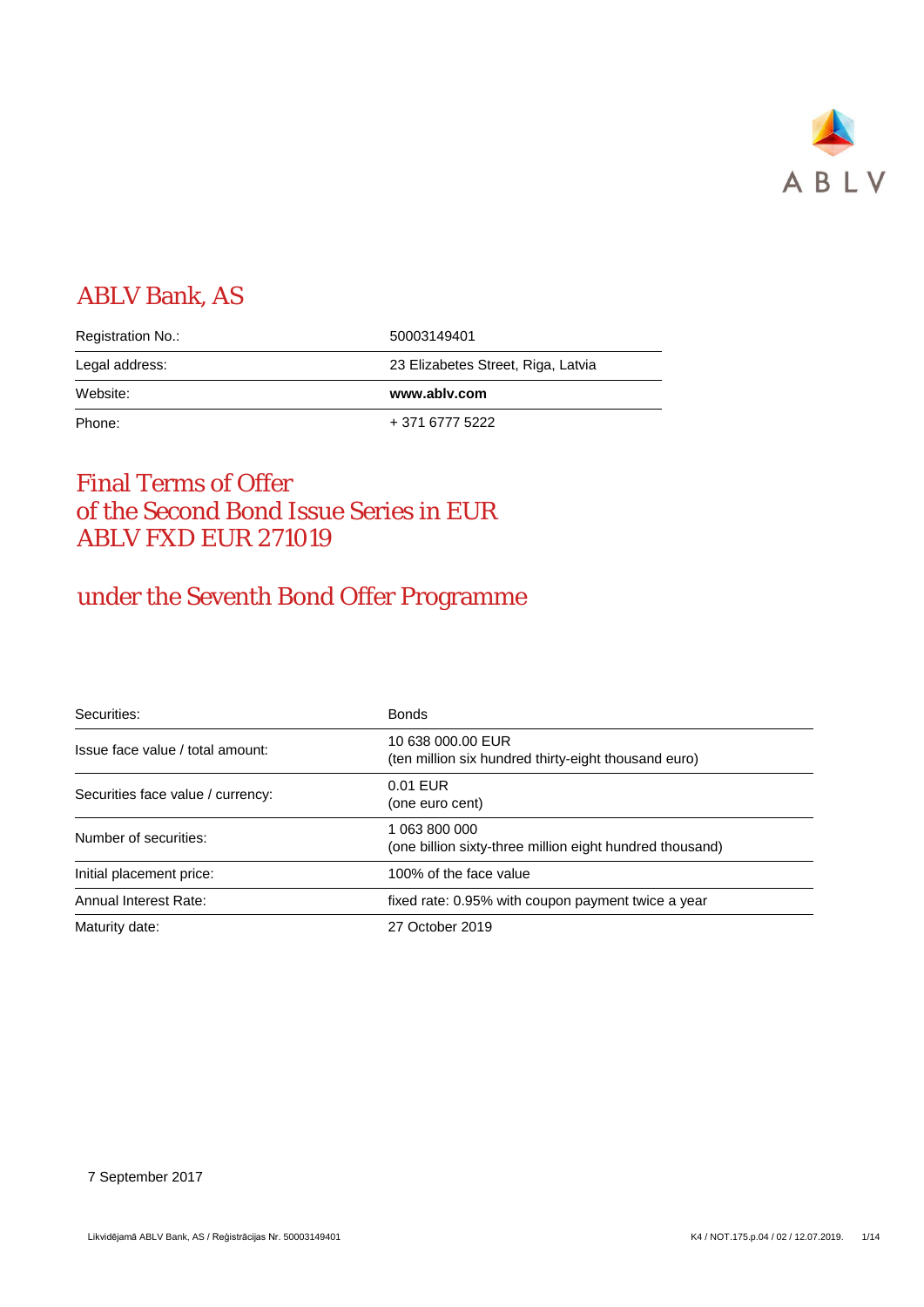ABLV

# ABLV Bank, AS

| Registration No.: | 50003149401 |
|---|---|
| Legal address: | 23 Elizabetes Street, Riga, Latvia |
| Website: | **www.ablv.com** |
| Phone: | + 371 6777 5222 |

# Final Terms of Offer of the Second Bond Issue Series in EUR ABLV FXD EUR 271019

## under the Seventh Bond Offer Programme

| Securities: | Bonds |
|---|---|
| Issue face value / total amount: | 10 638 000.00 EUR (ten million six hundred thirty-eight thousand euro) |
| Securities face value / currency: | 0.01 EUR (one euro cent) |
| Number of securities: | 1 063 800 000 (one billion sixty-three million eight hundred thousand) |
| Initial placement price: | 100% of the face value |
| Annual Interest Rate: | fixed rate: 0.95% with coupon payment twice a year |
| Maturity date: | 27 October 2019 |

7 September 2017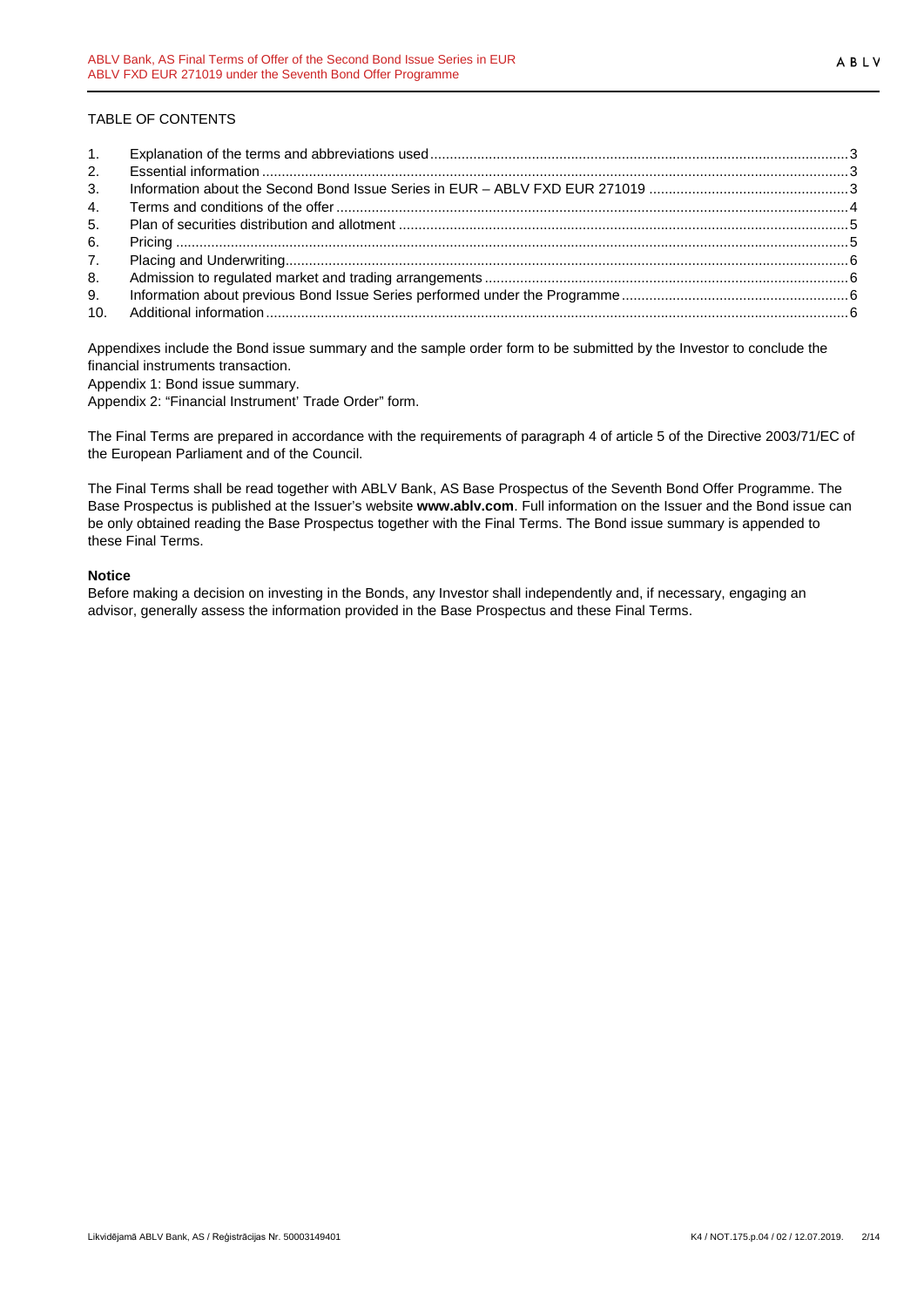TABLE OF CONTENTS

1. Explanation of the terms and abbreviations used ........ 3
2. Essential information ........ 3
3. Information about the Second Bond Issue Series in EUR – ABLV FXD EUR 271019 ........ 3
4. Terms and conditions of the offer ........ 4
5. Plan of securities distribution and allotment ........ 5
6. Pricing ........ 5
7. Placing and Underwriting ........ 6
8. Admission to regulated market and trading arrangements ........ 6
9. Information about previous Bond Issue Series performed under the Programme ........ 6
10. Additional information ........ 6

Appendixes include the Bond issue summary and the sample order form to be submitted by the Investor to conclude the financial instruments transaction.

Appendix 1: Bond issue summary.

Appendix 2: "Financial Instrument' Trade Order" form.

The Final Terms are prepared in accordance with the requirements of paragraph 4 of article 5 of the Directive 2003/71/EC of the European Parliament and of the Council.

The Final Terms shall be read together with ABLV Bank, AS Base Prospectus of the Seventh Bond Offer Programme. The Base Prospectus is published at the Issuer's website **www.ablv.com**. Full information on the Issuer and the Bond issue can be only obtained reading the Base Prospectus together with the Final Terms. The Bond issue summary is appended to these Final Terms.

**Notice**

Before making a decision on investing in the Bonds, any Investor shall independently and, if necessary, engaging an advisor, generally assess the information provided in the Base Prospectus and these Final Terms.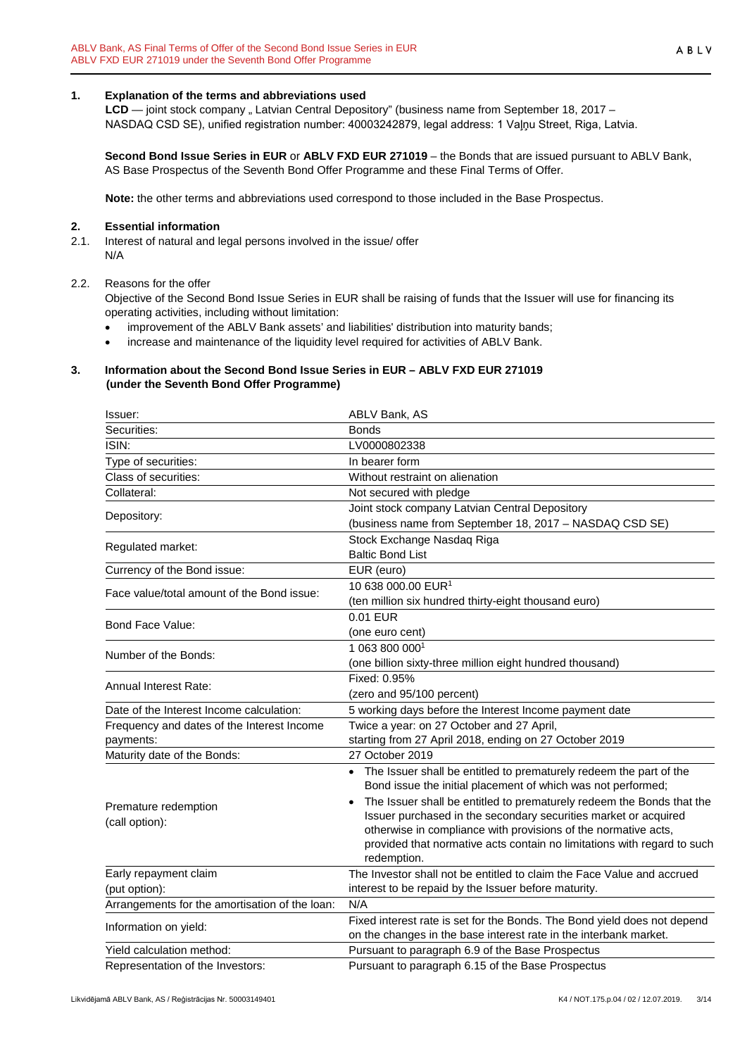## 1. Explanation of the terms and abbreviations used

**LCD** — joint stock company „ Latvian Central Depository" (business name from September 18, 2017 – NASDAQ CSD SE), unified registration number: 40003242879, legal address: 1 Vaļņu Street, Riga, Latvia.

**Second Bond Issue Series in EUR** or **ABLV FXD EUR 271019** – the Bonds that are issued pursuant to ABLV Bank, AS Base Prospectus of the Seventh Bond Offer Programme and these Final Terms of Offer.

**Note:** the other terms and abbreviations used correspond to those included in the Base Prospectus.

## 2. Essential information

2.1. Interest of natural and legal persons involved in the issue/ offer

N/A

2.2. Reasons for the offer

Objective of the Second Bond Issue Series in EUR shall be raising of funds that the Issuer will use for financing its operating activities, including without limitation:

- improvement of the ABLV Bank assets' and liabilities' distribution into maturity bands;
- increase and maintenance of the liquidity level required for activities of ABLV Bank.

## 3. Information about the Second Bond Issue Series in EUR – ABLV FXD EUR 271019 (under the Seventh Bond Offer Programme)

| | |
|---|---|
| Issuer: | ABLV Bank, AS |
| Securities: | Bonds |
| ISIN: | LV0000802338 |
| Type of securities: | In bearer form |
| Class of securities: | Without restraint on alienation |
| Collateral: | Not secured with pledge |
| Depository: | Joint stock company Latvian Central Depository (business name from September 18, 2017 – NASDAQ CSD SE) |
| Regulated market: | Stock Exchange Nasdaq Riga Baltic Bond List |
| Currency of the Bond issue: | EUR (euro) |
| Face value/total amount of the Bond issue: | 10 638 000.00 EUR[1] (ten million six hundred thirty-eight thousand euro) |
| Bond Face Value: | 0.01 EUR (one euro cent) |
| Number of the Bonds: | 1 063 800 000[1] (one billion sixty-three million eight hundred thousand) |
| Annual Interest Rate: | Fixed: 0.95% (zero and 95/100 percent) |
| Date of the Interest Income calculation: | 5 working days before the Interest Income payment date |
| Frequency and dates of the Interest Income payments: | Twice a year: on 27 October and 27 April, starting from 27 April 2018, ending on 27 October 2019 |
| Maturity date of the Bonds: | 27 October 2019 |
| Premature redemption (call option): | • The Issuer shall be entitled to prematurely redeem the part of the Bond issue the initial placement of which was not performed;<br>• The Issuer shall be entitled to prematurely redeem the Bonds that the Issuer purchased in the secondary securities market or acquired otherwise in compliance with provisions of the normative acts, provided that normative acts contain no limitations with regard to such redemption. |
| Early repayment claim (put option): | The Investor shall not be entitled to claim the Face Value and accrued interest to be repaid by the Issuer before maturity. |
| Arrangements for the amortisation of the loan: | N/A |
| Information on yield: | Fixed interest rate is set for the Bonds. The Bond yield does not depend on the changes in the base interest rate in the interbank market. |
| Yield calculation method: | Pursuant to paragraph 6.9 of the Base Prospectus |
| Representation of the Investors: | Pursuant to paragraph 6.15 of the Base Prospectus |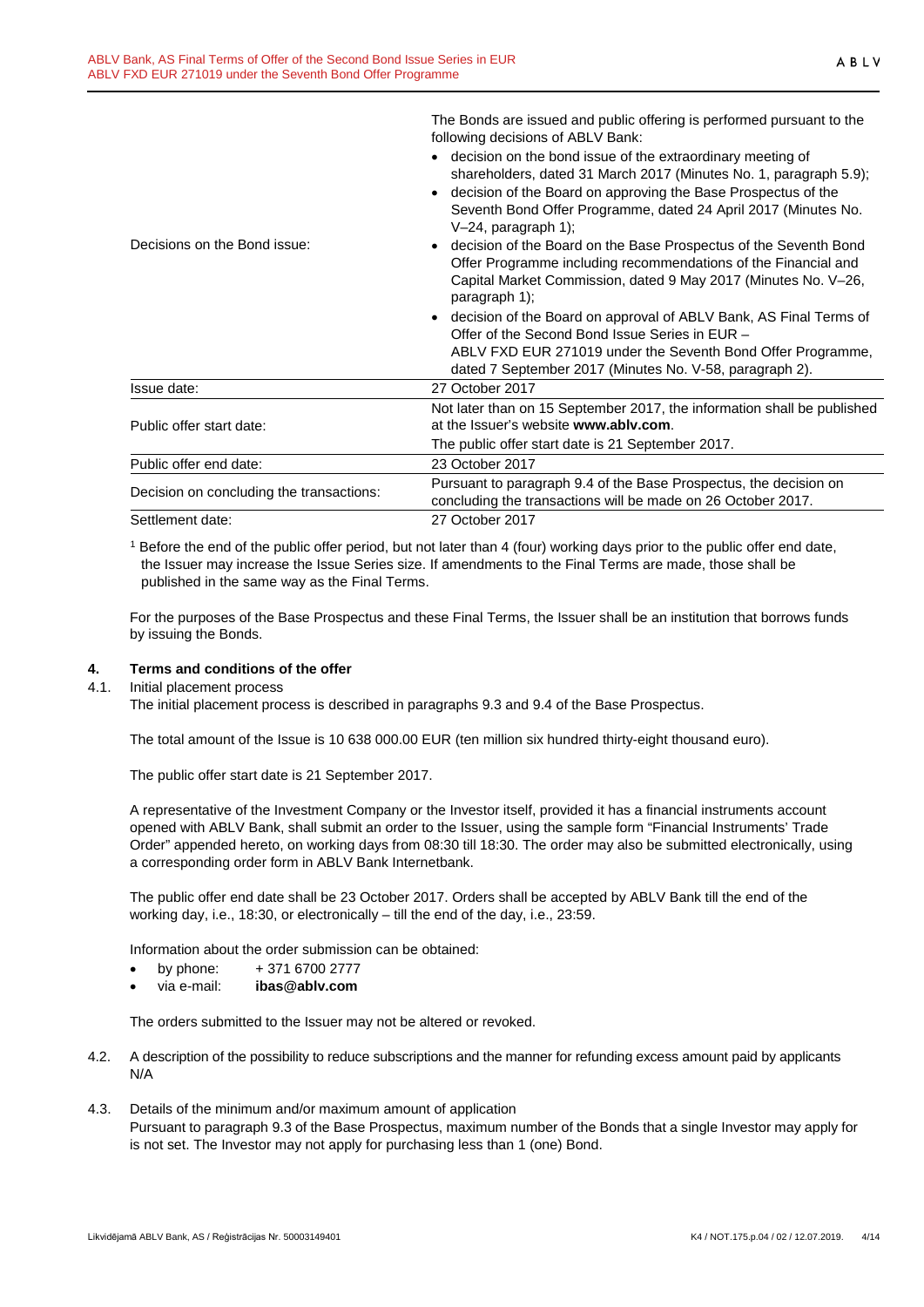| | |
|---|---|
| Decisions on the Bond issue: | The Bonds are issued and public offering is performed pursuant to the following decisions of ABLV Bank:<br>• decision on the bond issue of the extraordinary meeting of shareholders, dated 31 March 2017 (Minutes No. 1, paragraph 5.9);<br>• decision of the Board on approving the Base Prospectus of the Seventh Bond Offer Programme, dated 24 April 2017 (Minutes No. V–24, paragraph 1);<br>• decision of the Board on the Base Prospectus of the Seventh Bond Offer Programme including recommendations of the Financial and Capital Market Commission, dated 9 May 2017 (Minutes No. V–26, paragraph 1);<br>• decision of the Board on approval of ABLV Bank, AS Final Terms of Offer of the Second Bond Issue Series in EUR – ABLV FXD EUR 271019 under the Seventh Bond Offer Programme, dated 7 September 2017 (Minutes No. V-58, paragraph 2). |
| Issue date: | 27 October 2017 |
| Public offer start date: | Not later than on 15 September 2017, the information shall be published at the Issuer's website **www.ablv.com**.<br>The public offer start date is 21 September 2017. |
| Public offer end date: | 23 October 2017 |
| Decision on concluding the transactions: | Pursuant to paragraph 9.4 of the Base Prospectus, the decision on concluding the transactions will be made on 26 October 2017. |
| Settlement date: | 27 October 2017 |

[1] Before the end of the public offer period, but not later than 4 (four) working days prior to the public offer end date, the Issuer may increase the Issue Series size. If amendments to the Final Terms are made, those shall be published in the same way as the Final Terms.

For the purposes of the Base Prospectus and these Final Terms, the Issuer shall be an institution that borrows funds by issuing the Bonds.

## 4. Terms and conditions of the offer

4.1. Initial placement process

The initial placement process is described in paragraphs 9.3 and 9.4 of the Base Prospectus.

The total amount of the Issue is 10 638 000.00 EUR (ten million six hundred thirty-eight thousand euro).

The public offer start date is 21 September 2017.

A representative of the Investment Company or the Investor itself, provided it has a financial instruments account opened with ABLV Bank, shall submit an order to the Issuer, using the sample form "Financial Instruments' Trade Order" appended hereto, on working days from 08:30 till 18:30. The order may also be submitted electronically, using a corresponding order form in ABLV Bank Internetbank.

The public offer end date shall be 23 October 2017. Orders shall be accepted by ABLV Bank till the end of the working day, i.e., 18:30, or electronically – till the end of the day, i.e., 23:59.

Information about the order submission can be obtained:

- by phone: + 371 6700 2777
- via e-mail: **ibas@ablv.com**

The orders submitted to the Issuer may not be altered or revoked.

4.2. A description of the possibility to reduce subscriptions and the manner for refunding excess amount paid by applicants

N/A

4.3. Details of the minimum and/or maximum amount of application

Pursuant to paragraph 9.3 of the Base Prospectus, maximum number of the Bonds that a single Investor may apply for is not set. The Investor may not apply for purchasing less than 1 (one) Bond.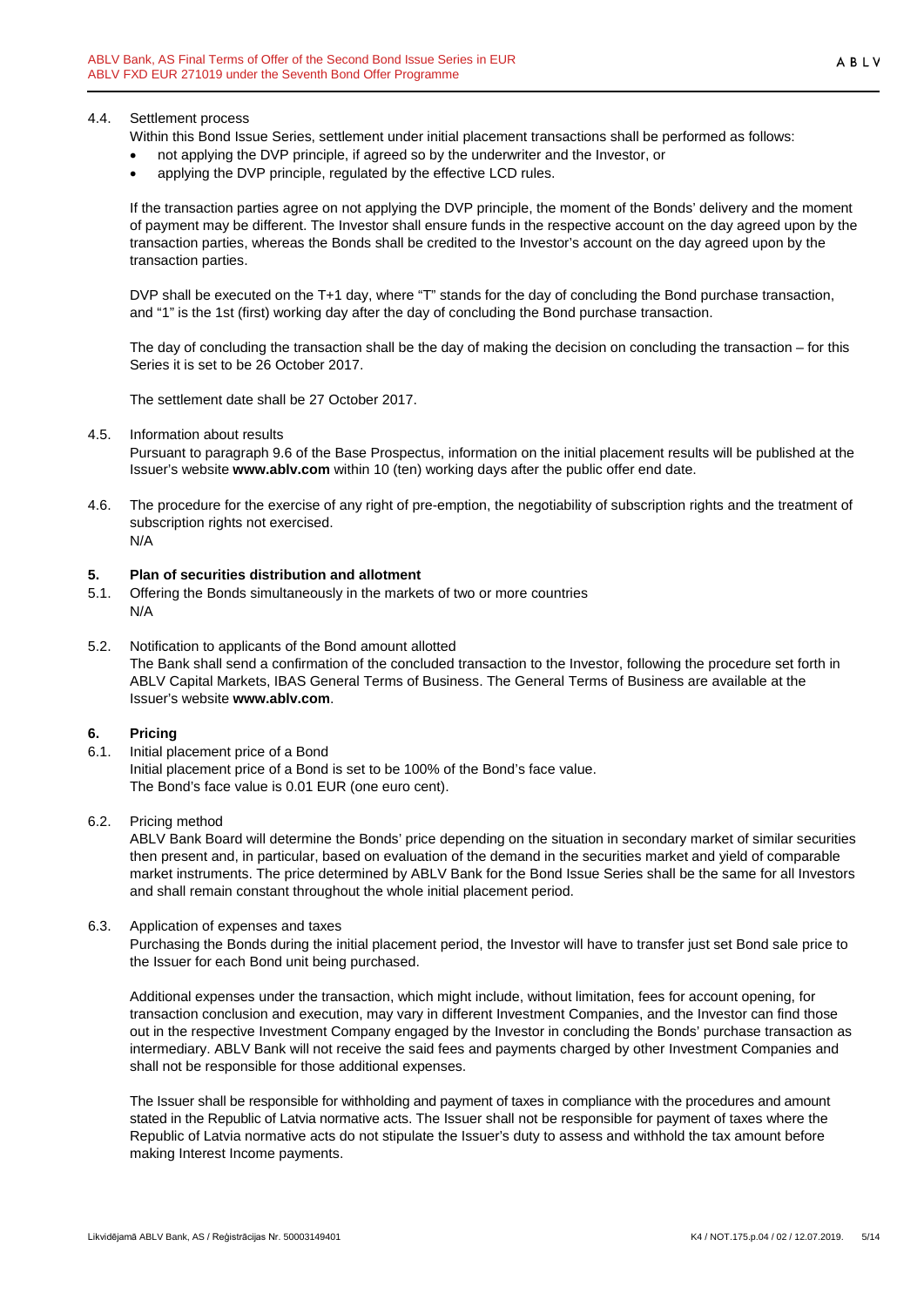4.4. Settlement process

Within this Bond Issue Series, settlement under initial placement transactions shall be performed as follows:

- not applying the DVP principle, if agreed so by the underwriter and the Investor, or
- applying the DVP principle, regulated by the effective LCD rules.

If the transaction parties agree on not applying the DVP principle, the moment of the Bonds' delivery and the moment of payment may be different. The Investor shall ensure funds in the respective account on the day agreed upon by the transaction parties, whereas the Bonds shall be credited to the Investor's account on the day agreed upon by the transaction parties.

DVP shall be executed on the T+1 day, where "T" stands for the day of concluding the Bond purchase transaction, and "1" is the 1st (first) working day after the day of concluding the Bond purchase transaction.

The day of concluding the transaction shall be the day of making the decision on concluding the transaction – for this Series it is set to be 26 October 2017.

The settlement date shall be 27 October 2017.

4.5. Information about results

Pursuant to paragraph 9.6 of the Base Prospectus, information on the initial placement results will be published at the Issuer's website **www.ablv.com** within 10 (ten) working days after the public offer end date.

4.6. The procedure for the exercise of any right of pre-emption, the negotiability of subscription rights and the treatment of subscription rights not exercised.

N/A

## 5. Plan of securities distribution and allotment

5.1. Offering the Bonds simultaneously in the markets of two or more countries

N/A

5.2. Notification to applicants of the Bond amount allotted

The Bank shall send a confirmation of the concluded transaction to the Investor, following the procedure set forth in ABLV Capital Markets, IBAS General Terms of Business. The General Terms of Business are available at the Issuer's website **www.ablv.com**.

## 6. Pricing

6.1. Initial placement price of a Bond

Initial placement price of a Bond is set to be 100% of the Bond's face value.
The Bond's face value is 0.01 EUR (one euro cent).

6.2. Pricing method

ABLV Bank Board will determine the Bonds' price depending on the situation in secondary market of similar securities then present and, in particular, based on evaluation of the demand in the securities market and yield of comparable market instruments. The price determined by ABLV Bank for the Bond Issue Series shall be the same for all Investors and shall remain constant throughout the whole initial placement period.

6.3. Application of expenses and taxes

Purchasing the Bonds during the initial placement period, the Investor will have to transfer just set Bond sale price to the Issuer for each Bond unit being purchased.

Additional expenses under the transaction, which might include, without limitation, fees for account opening, for transaction conclusion and execution, may vary in different Investment Companies, and the Investor can find those out in the respective Investment Company engaged by the Investor in concluding the Bonds' purchase transaction as intermediary. ABLV Bank will not receive the said fees and payments charged by other Investment Companies and shall not be responsible for those additional expenses.

The Issuer shall be responsible for withholding and payment of taxes in compliance with the procedures and amount stated in the Republic of Latvia normative acts. The Issuer shall not be responsible for payment of taxes where the Republic of Latvia normative acts do not stipulate the Issuer's duty to assess and withhold the tax amount before making Interest Income payments.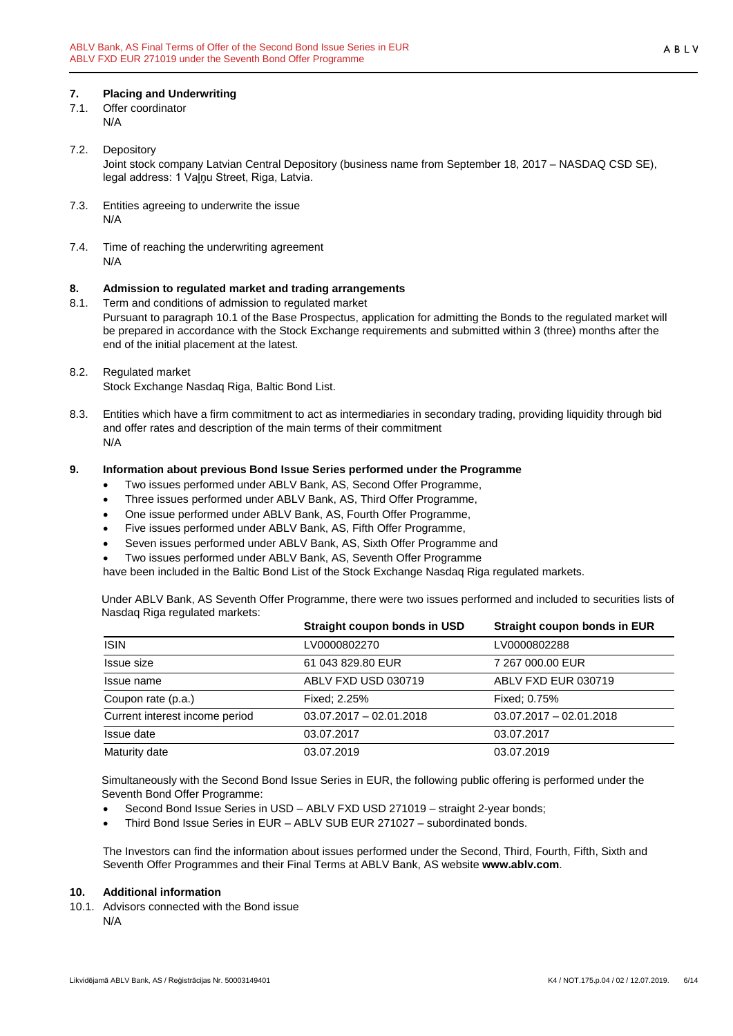## 7. Placing and Underwriting

7.1. Offer coordinator

N/A

7.2. Depository

Joint stock company Latvian Central Depository (business name from September 18, 2017 – NASDAQ CSD SE), legal address: 1 Vaļņu Street, Riga, Latvia.

7.3. Entities agreeing to underwrite the issue

N/A

7.4. Time of reaching the underwriting agreement

N/A

## 8. Admission to regulated market and trading arrangements

8.1. Term and conditions of admission to regulated market

Pursuant to paragraph 10.1 of the Base Prospectus, application for admitting the Bonds to the regulated market will be prepared in accordance with the Stock Exchange requirements and submitted within 3 (three) months after the end of the initial placement at the latest.

8.2. Regulated market

Stock Exchange Nasdaq Riga, Baltic Bond List.

8.3. Entities which have a firm commitment to act as intermediaries in secondary trading, providing liquidity through bid and offer rates and description of the main terms of their commitment

N/A

## 9. Information about previous Bond Issue Series performed under the Programme

- Two issues performed under ABLV Bank, AS, Second Offer Programme,
- Three issues performed under ABLV Bank, AS, Third Offer Programme,
- One issue performed under ABLV Bank, AS, Fourth Offer Programme,
- Five issues performed under ABLV Bank, AS, Fifth Offer Programme,
- Seven issues performed under ABLV Bank, AS, Sixth Offer Programme and
- Two issues performed under ABLV Bank, AS, Seventh Offer Programme

have been included in the Baltic Bond List of the Stock Exchange Nasdaq Riga regulated markets.

Under ABLV Bank, AS Seventh Offer Programme, there were two issues performed and included to securities lists of Nasdaq Riga regulated markets:

| | Straight coupon bonds in USD | Straight coupon bonds in EUR |
|---|---|---|
| ISIN | LV0000802270 | LV0000802288 |
| Issue size | 61 043 829.80 EUR | 7 267 000.00 EUR |
| Issue name | ABLV FXD USD 030719 | ABLV FXD EUR 030719 |
| Coupon rate (p.a.) | Fixed; 2.25% | Fixed; 0.75% |
| Current interest income period | 03.07.2017 – 02.01.2018 | 03.07.2017 – 02.01.2018 |
| Issue date | 03.07.2017 | 03.07.2017 |
| Maturity date | 03.07.2019 | 03.07.2019 |

Simultaneously with the Second Bond Issue Series in EUR, the following public offering is performed under the Seventh Bond Offer Programme:

- Second Bond Issue Series in USD – ABLV FXD USD 271019 – straight 2-year bonds;
- Third Bond Issue Series in EUR – ABLV SUB EUR 271027 – subordinated bonds.

The Investors can find the information about issues performed under the Second, Third, Fourth, Fifth, Sixth and Seventh Offer Programmes and their Final Terms at ABLV Bank, AS website **www.ablv.com**.

## 10. Additional information

10.1. Advisors connected with the Bond issue

N/A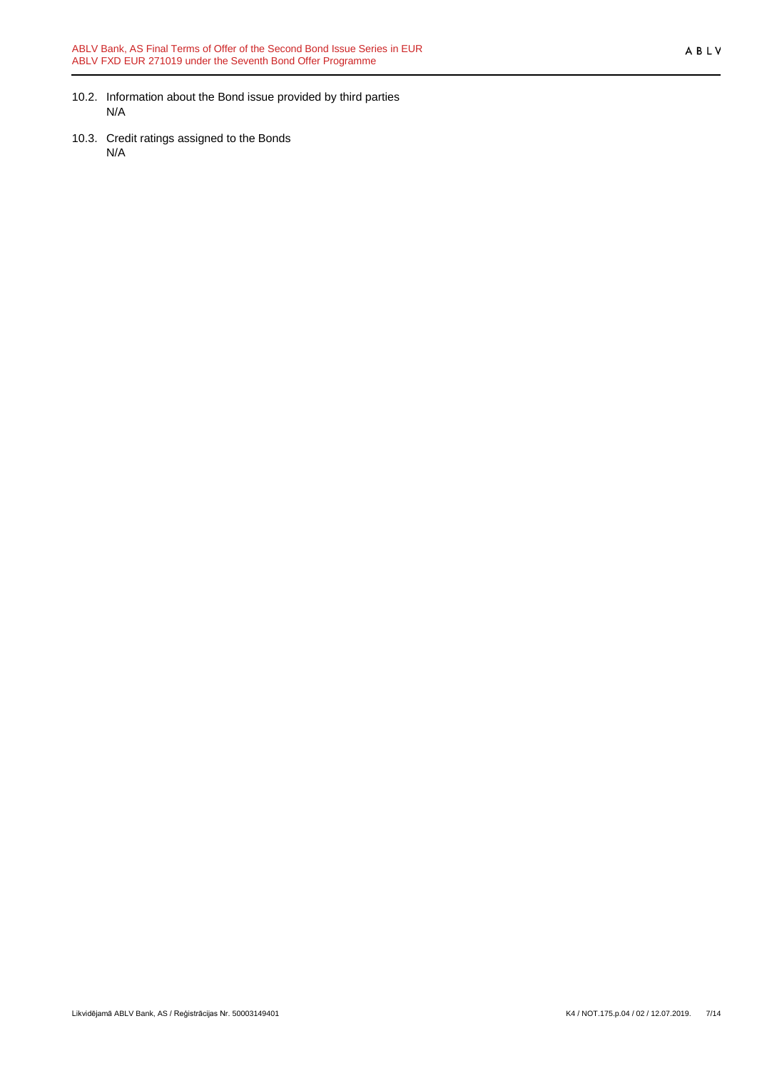10.2. Information about the Bond issue provided by third parties

N/A

10.3. Credit ratings assigned to the Bonds

N/A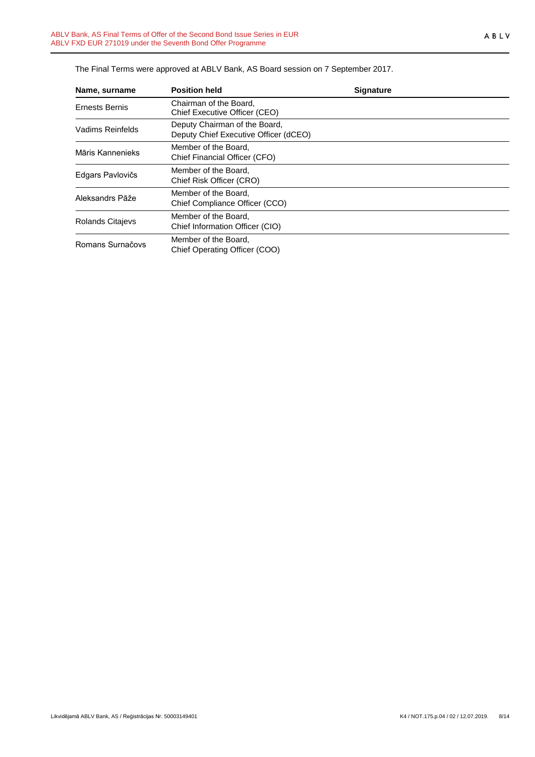The Final Terms were approved at ABLV Bank, AS Board session on 7 September 2017.

| Name, surname | Position held | Signature |
| --- | --- | --- |
| Ernests Bernis | Chairman of the Board, Chief Executive Officer (CEO) | |
| Vadims Reinfelds | Deputy Chairman of the Board, Deputy Chief Executive Officer (dCEO) | |
| Māris Kannenieks | Member of the Board, Chief Financial Officer (CFO) | |
| Edgars Pavlovičs | Member of the Board, Chief Risk Officer (CRO) | |
| Aleksandrs Pāže | Member of the Board, Chief Compliance Officer (CCO) | |
| Rolands Citajevs | Member of the Board, Chief Information Officer (CIO) | |
| Romans Surnačovs | Member of the Board, Chief Operating Officer (COO) | |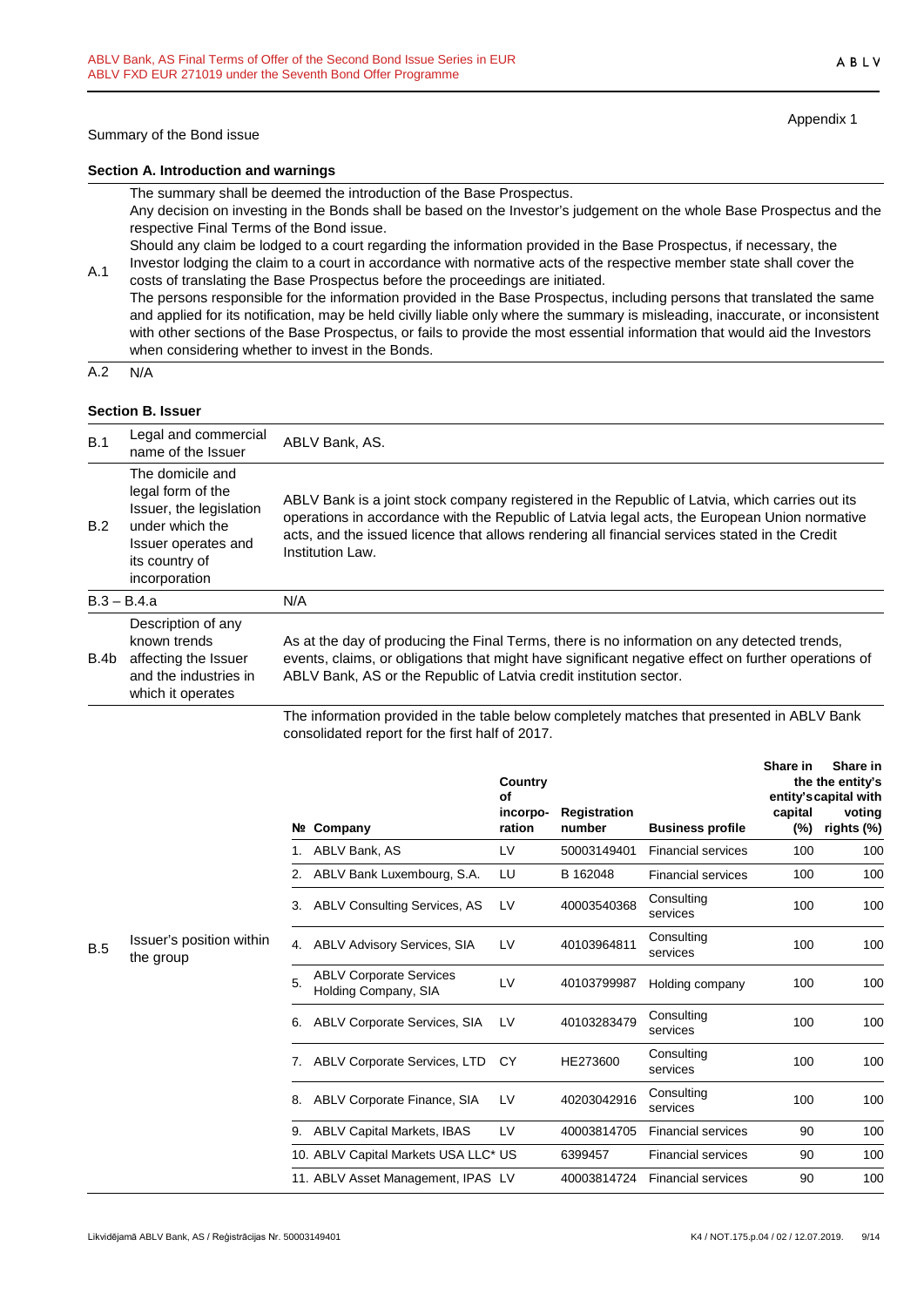Appendix 1

Summary of the Bond issue

**Section A. Introduction and warnings**

| | |
|---|---|
| A.1 | The summary shall be deemed the introduction of the Base Prospectus.<br>Any decision on investing in the Bonds shall be based on the Investor's judgement on the whole Base Prospectus and the respective Final Terms of the Bond issue.<br>Should any claim be lodged to a court regarding the information provided in the Base Prospectus, if necessary, the Investor lodging the claim to a court in accordance with normative acts of the respective member state shall cover the costs of translating the Base Prospectus before the proceedings are initiated.<br>The persons responsible for the information provided in the Base Prospectus, including persons that translated the same and applied for its notification, may be held civilly liable only where the summary is misleading, inaccurate, or inconsistent with other sections of the Base Prospectus, or fails to provide the most essential information that would aid the Investors when considering whether to invest in the Bonds. |
| A.2 | N/A |

**Section B. Issuer**

| | | |
|---|---|---|
| B.1 | Legal and commercial name of the Issuer | ABLV Bank, AS. |
| B.2 | The domicile and legal form of the Issuer, the legislation under which the Issuer operates and its country of incorporation | ABLV Bank is a joint stock company registered in the Republic of Latvia, which carries out its operations in accordance with the Republic of Latvia legal acts, the European Union normative acts, and the issued licence that allows rendering all financial services stated in the Credit Institution Law. |
| B.3 – B.4.a | | N/A |
| B.4b | Description of any known trends affecting the Issuer and the industries in which it operates | As at the day of producing the Final Terms, there is no information on any detected trends, events, claims, or obligations that might have significant negative effect on further operations of ABLV Bank, AS or the Republic of Latvia credit institution sector. |
| B.5 | Issuer's position within the group | The information provided in the table below completely matches that presented in ABLV Bank consolidated report for the first half of 2017. |

| № | Company | Country of incorpo-ration | Registration number | Business profile | Share in the entity's capital (%) | Share in the entity's capital with voting rights (%) |
|---|---|---|---|---|---|---|
| 1. | ABLV Bank, AS | LV | 50003149401 | Financial services | 100 | 100 |
| 2. | ABLV Bank Luxembourg, S.A. | LU | B 162048 | Financial services | 100 | 100 |
| 3. | ABLV Consulting Services, AS | LV | 40003540368 | Consulting services | 100 | 100 |
| 4. | ABLV Advisory Services, SIA | LV | 40103964811 | Consulting services | 100 | 100 |
| 5. | ABLV Corporate Services Holding Company, SIA | LV | 40103799987 | Holding company | 100 | 100 |
| 6. | ABLV Corporate Services, SIA | LV | 40103283479 | Consulting services | 100 | 100 |
| 7. | ABLV Corporate Services, LTD | CY | HE273600 | Consulting services | 100 | 100 |
| 8. | ABLV Corporate Finance, SIA | LV | 40203042916 | Consulting services | 100 | 100 |
| 9. | ABLV Capital Markets, IBAS | LV | 40003814705 | Financial services | 90 | 100 |
| 10. | ABLV Capital Markets USA LLC* | US | 6399457 | Financial services | 90 | 100 |
| 11. | ABLV Asset Management, IPAS | LV | 40003814724 | Financial services | 90 | 100 |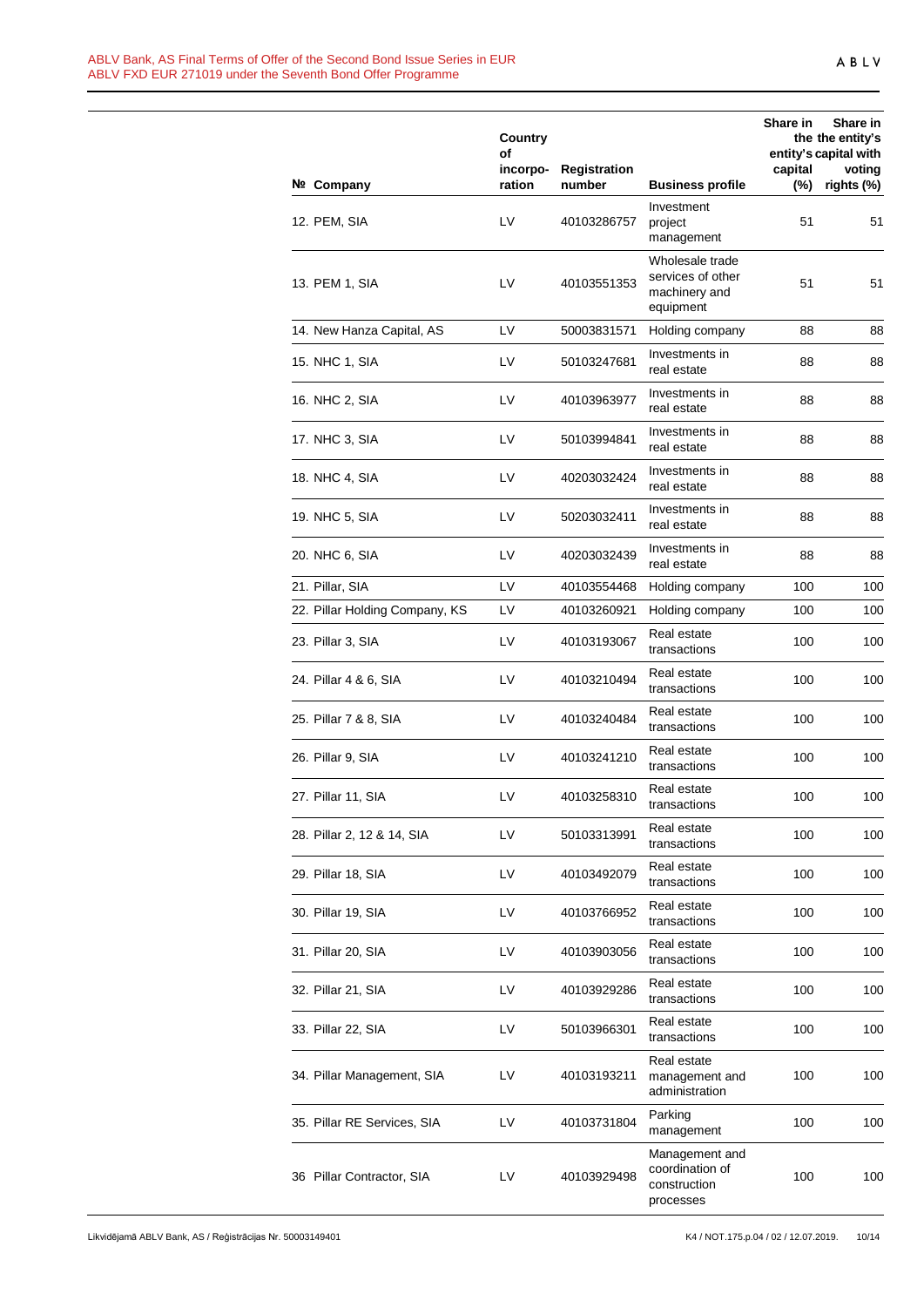| № | Company | Country of incorpo-ration | Registration number | Business profile | Share in the entity's capital (%) | Share in the entity's capital with voting rights (%) |
|---|---|---|---|---|---|---|
| 12. | PEM, SIA | LV | 40103286757 | Investment project management | 51 | 51 |
| 13. | PEM 1, SIA | LV | 40103551353 | Wholesale trade services of other machinery and equipment | 51 | 51 |
| 14. | New Hanza Capital, AS | LV | 50003831571 | Holding company | 88 | 88 |
| 15. | NHC 1, SIA | LV | 50103247681 | Investments in real estate | 88 | 88 |
| 16. | NHC 2, SIA | LV | 40103963977 | Investments in real estate | 88 | 88 |
| 17. | NHC 3, SIA | LV | 50103994841 | Investments in real estate | 88 | 88 |
| 18. | NHC 4, SIA | LV | 40203032424 | Investments in real estate | 88 | 88 |
| 19. | NHC 5, SIA | LV | 50203032411 | Investments in real estate | 88 | 88 |
| 20. | NHC 6, SIA | LV | 40203032439 | Investments in real estate | 88 | 88 |
| 21. | Pillar, SIA | LV | 40103554468 | Holding company | 100 | 100 |
| 22. | Pillar Holding Company, KS | LV | 40103260921 | Holding company | 100 | 100 |
| 23. | Pillar 3, SIA | LV | 40103193067 | Real estate transactions | 100 | 100 |
| 24. | Pillar 4 & 6, SIA | LV | 40103210494 | Real estate transactions | 100 | 100 |
| 25. | Pillar 7 & 8, SIA | LV | 40103240484 | Real estate transactions | 100 | 100 |
| 26. | Pillar 9, SIA | LV | 40103241210 | Real estate transactions | 100 | 100 |
| 27. | Pillar 11, SIA | LV | 40103258310 | Real estate transactions | 100 | 100 |
| 28. | Pillar 2, 12 & 14, SIA | LV | 50103313991 | Real estate transactions | 100 | 100 |
| 29. | Pillar 18, SIA | LV | 40103492079 | Real estate transactions | 100 | 100 |
| 30. | Pillar 19, SIA | LV | 40103766952 | Real estate transactions | 100 | 100 |
| 31. | Pillar 20, SIA | LV | 40103903056 | Real estate transactions | 100 | 100 |
| 32. | Pillar 21, SIA | LV | 40103929286 | Real estate transactions | 100 | 100 |
| 33. | Pillar 22, SIA | LV | 50103966301 | Real estate transactions | 100 | 100 |
| 34. | Pillar Management, SIA | LV | 40103193211 | Real estate management and administration | 100 | 100 |
| 35. | Pillar RE Services, SIA | LV | 40103731804 | Parking management | 100 | 100 |
| 36 | Pillar Contractor, SIA | LV | 40103929498 | Management and coordination of construction processes | 100 | 100 |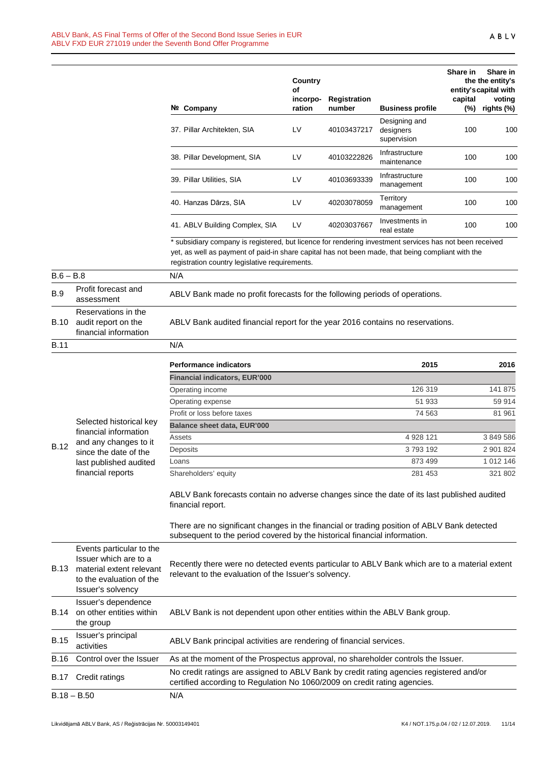| № Company | Country of incorpo-ration | Registration number | Business profile | Share in the entity's capital (%) | Share in the entity's capital with voting rights (%) |
|---|---|---|---|---|---|
| 37. Pillar Architekten, SIA | LV | 40103437217 | Designing and designers supervision | 100 | 100 |
| 38. Pillar Development, SIA | LV | 40103222826 | Infrastructure maintenance | 100 | 100 |
| 39. Pillar Utilities, SIA | LV | 40103693339 | Infrastructure management | 100 | 100 |
| 40. Hanzas Dārzs, SIA | LV | 40203078059 | Territory management | 100 | 100 |
| 41. ABLV Building Complex, SIA | LV | 40203037667 | Investments in real estate | 100 | 100 |

* subsidiary company is registered, but licence for rendering investment services has not been received yet, as well as payment of paid-in share capital has not been made, that being compliant with the registration country legislative requirements.

| | | |
|---|---|---|
| B.6 – B.8 | | N/A |
| B.9 | Profit forecast and assessment | ABLV Bank made no profit forecasts for the following periods of operations. |
| B.10 | Reservations in the audit report on the financial information | ABLV Bank audited financial report for the year 2016 contains no reservations. |
| B.11 | | N/A |

**B.12 Selected historical key financial information and any changes to it since the date of the last published audited financial reports**

| Performance indicators | 2015 | 2016 |
|---|---|---|
| **Financial indicators, EUR'000** | | |
| Operating income | 126 319 | 141 875 |
| Operating expense | 51 933 | 59 914 |
| Profit or loss before taxes | 74 563 | 81 961 |
| **Balance sheet data, EUR'000** | | |
| Assets | 4 928 121 | 3 849 586 |
| Deposits | 3 793 192 | 2 901 824 |
| Loans | 873 499 | 1 012 146 |
| Shareholders' equity | 281 453 | 321 802 |

ABLV Bank forecasts contain no adverse changes since the date of its last published audited financial report.

There are no significant changes in the financial or trading position of ABLV Bank detected subsequent to the period covered by the historical financial information.

| | | |
|---|---|---|
| B.13 | Events particular to the Issuer which are to a material extent relevant to the evaluation of the Issuer's solvency | Recently there were no detected events particular to ABLV Bank which are to a material extent relevant to the evaluation of the Issuer's solvency. |
| B.14 | Issuer's dependence on other entities within the group | ABLV Bank is not dependent upon other entities within the ABLV Bank group. |
| B.15 | Issuer's principal activities | ABLV Bank principal activities are rendering of financial services. |
| B.16 | Control over the Issuer | As at the moment of the Prospectus approval, no shareholder controls the Issuer. |
| B.17 | Credit ratings | No credit ratings are assigned to ABLV Bank by credit rating agencies registered and/or certified according to Regulation No 1060/2009 on credit rating agencies. |
| B.18 – B.50 | | N/A |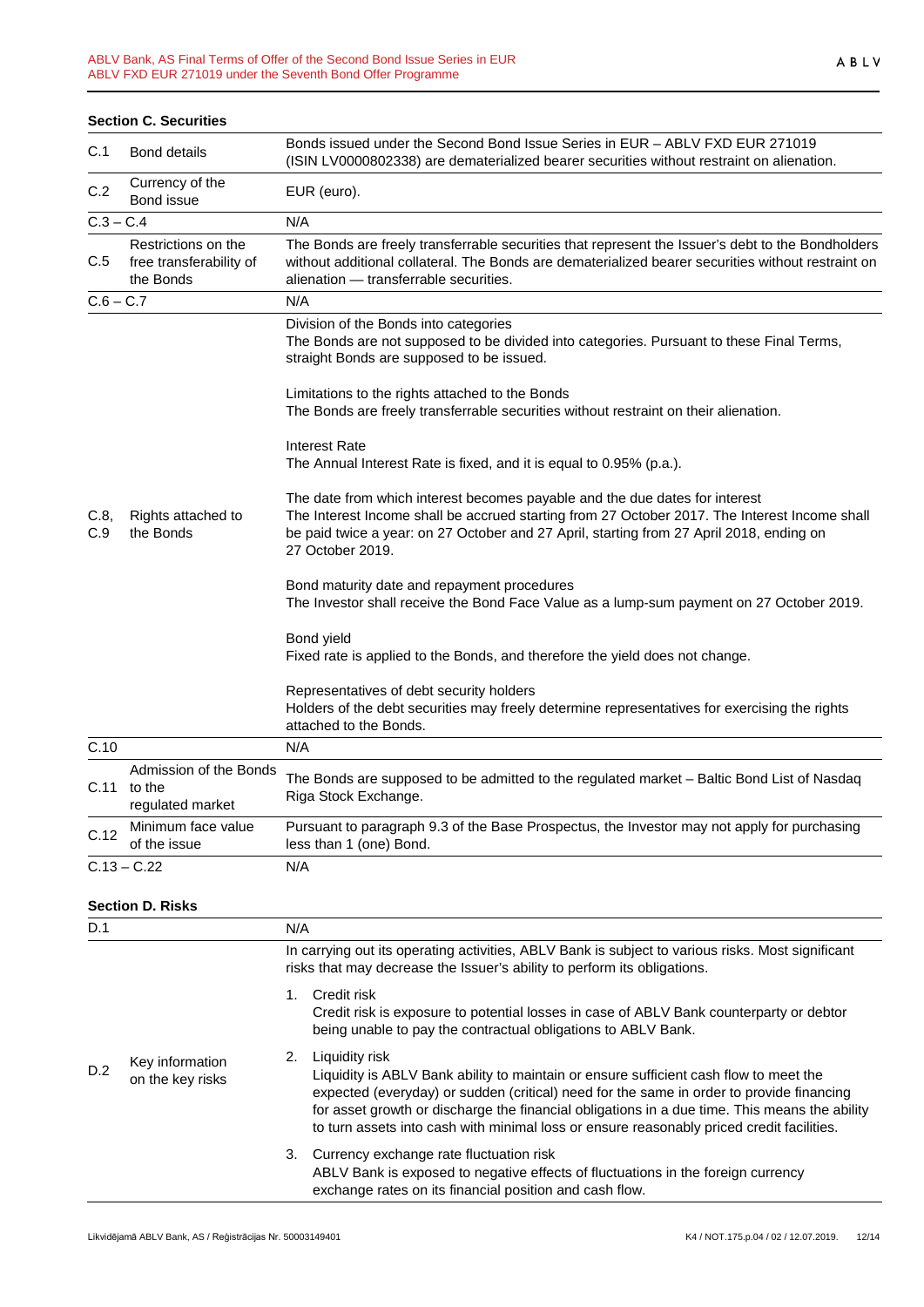### Section C. Securities

| | | |
|---|---|---|
| C.1 | Bond details | Bonds issued under the Second Bond Issue Series in EUR – ABLV FXD EUR 271019 (ISIN LV0000802338) are dematerialized bearer securities without restraint on alienation. |
| C.2 | Currency of the Bond issue | EUR (euro). |
| C.3 – C.4 | | N/A |
| C.5 | Restrictions on the free transferability of the Bonds | The Bonds are freely transferrable securities that represent the Issuer's debt to the Bondholders without additional collateral. The Bonds are dematerialized bearer securities without restraint on alienation — transferrable securities. |
| C.6 – C.7 | | N/A |
| C.8, C.9 | Rights attached to the Bonds | Division of the Bonds into categories<br>The Bonds are not supposed to be divided into categories. Pursuant to these Final Terms, straight Bonds are supposed to be issued.<br><br>Limitations to the rights attached to the Bonds<br>The Bonds are freely transferrable securities without restraint on their alienation.<br><br>Interest Rate<br>The Annual Interest Rate is fixed, and it is equal to 0.95% (p.a.).<br><br>The date from which interest becomes payable and the due dates for interest<br>The Interest Income shall be accrued starting from 27 October 2017. The Interest Income shall be paid twice a year: on 27 October and 27 April, starting from 27 April 2018, ending on 27 October 2019.<br><br>Bond maturity date and repayment procedures<br>The Investor shall receive the Bond Face Value as a lump-sum payment on 27 October 2019.<br><br>Bond yield<br>Fixed rate is applied to the Bonds, and therefore the yield does not change.<br><br>Representatives of debt security holders<br>Holders of the debt securities may freely determine representatives for exercising the rights attached to the Bonds. |
| C.10 | | N/A |
| C.11 | Admission of the Bonds to the regulated market | The Bonds are supposed to be admitted to the regulated market – Baltic Bond List of Nasdaq Riga Stock Exchange. |
| C.12 | Minimum face value of the issue | Pursuant to paragraph 9.3 of the Base Prospectus, the Investor may not apply for purchasing less than 1 (one) Bond. |
| C.13 – C.22 | | N/A |

### Section D. Risks

| | | |
|---|---|---|
| D.1 | | N/A |
| D.2 | Key information on the key risks | In carrying out its operating activities, ABLV Bank is subject to various risks. Most significant risks that may decrease the Issuer's ability to perform its obligations.<br><br>1. Credit risk<br>Credit risk is exposure to potential losses in case of ABLV Bank counterparty or debtor being unable to pay the contractual obligations to ABLV Bank.<br><br>2. Liquidity risk<br>Liquidity is ABLV Bank ability to maintain or ensure sufficient cash flow to meet the expected (everyday) or sudden (critical) need for the same in order to provide financing for asset growth or discharge the financial obligations in a due time. This means the ability to turn assets into cash with minimal loss or ensure reasonably priced credit facilities.<br><br>3. Currency exchange rate fluctuation risk<br>ABLV Bank is exposed to negative effects of fluctuations in the foreign currency exchange rates on its financial position and cash flow. |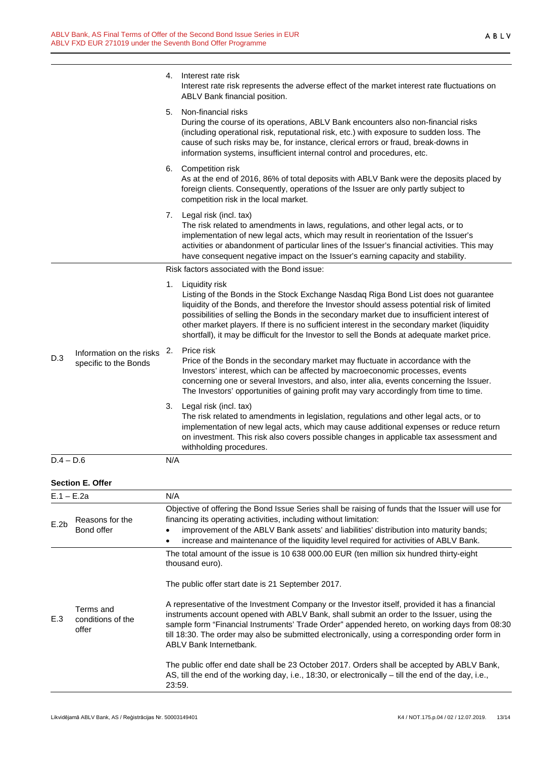| | | |
|---|---|---|
| | | 4. Interest rate risk<br>Interest rate risk represents the adverse effect of the market interest rate fluctuations on ABLV Bank financial position.<br><br>5. Non-financial risks<br>During the course of its operations, ABLV Bank encounters also non-financial risks (including operational risk, reputational risk, etc.) with exposure to sudden loss. The cause of such risks may be, for instance, clerical errors or fraud, break-downs in information systems, insufficient internal control and procedures, etc.<br><br>6. Competition risk<br>As at the end of 2016, 86% of total deposits with ABLV Bank were the deposits placed by foreign clients. Consequently, operations of the Issuer are only partly subject to competition risk in the local market.<br><br>7. Legal risk (incl. tax)<br>The risk related to amendments in laws, regulations, and other legal acts, or to implementation of new legal acts, which may result in reorientation of the Issuer's activities or abandonment of particular lines of the Issuer's financial activities. This may have consequent negative impact on the Issuer's earning capacity and stability. |
| D.3 | Information on the risks specific to the Bonds | Risk factors associated with the Bond issue:<br><br>1. Liquidity risk<br>Listing of the Bonds in the Stock Exchange Nasdaq Riga Bond List does not guarantee liquidity of the Bonds, and therefore the Investor should assess potential risk of limited possibilities of selling the Bonds in the secondary market due to insufficient interest of other market players. If there is no sufficient interest in the secondary market (liquidity shortfall), it may be difficult for the Investor to sell the Bonds at adequate market price.<br><br>2. Price risk<br>Price of the Bonds in the secondary market may fluctuate in accordance with the Investors' interest, which can be affected by macroeconomic processes, events concerning one or several Investors, and also, inter alia, events concerning the Issuer. The Investors' opportunities of gaining profit may vary accordingly from time to time.<br><br>3. Legal risk (incl. tax)<br>The risk related to amendments in legislation, regulations and other legal acts, or to implementation of new legal acts, which may cause additional expenses or reduce return on investment. This risk also covers possible changes in applicable tax assessment and withholding procedures. |
| D.4 – D.6 | | N/A |

**Section E. Offer**

| | | |
|---|---|---|
| E.1 – E.2a | | N/A |
| E.2b | Reasons for the Bond offer | Objective of offering the Bond Issue Series shall be raising of funds that the Issuer will use for financing its operating activities, including without limitation:<br>• improvement of the ABLV Bank assets' and liabilities' distribution into maturity bands;<br>• increase and maintenance of the liquidity level required for activities of ABLV Bank. |
| E.3 | Terms and conditions of the offer | The total amount of the issue is 10 638 000.00 EUR (ten million six hundred thirty-eight thousand euro).<br><br>The public offer start date is 21 September 2017.<br><br>A representative of the Investment Company or the Investor itself, provided it has a financial instruments account opened with ABLV Bank, shall submit an order to the Issuer, using the sample form "Financial Instruments' Trade Order" appended hereto, on working days from 08:30 till 18:30. The order may also be submitted electronically, using a corresponding order form in ABLV Bank Internetbank.<br><br>The public offer end date shall be 23 October 2017. Orders shall be accepted by ABLV Bank, AS, till the end of the working day, i.e., 18:30, or electronically – till the end of the day, i.e., 23:59. |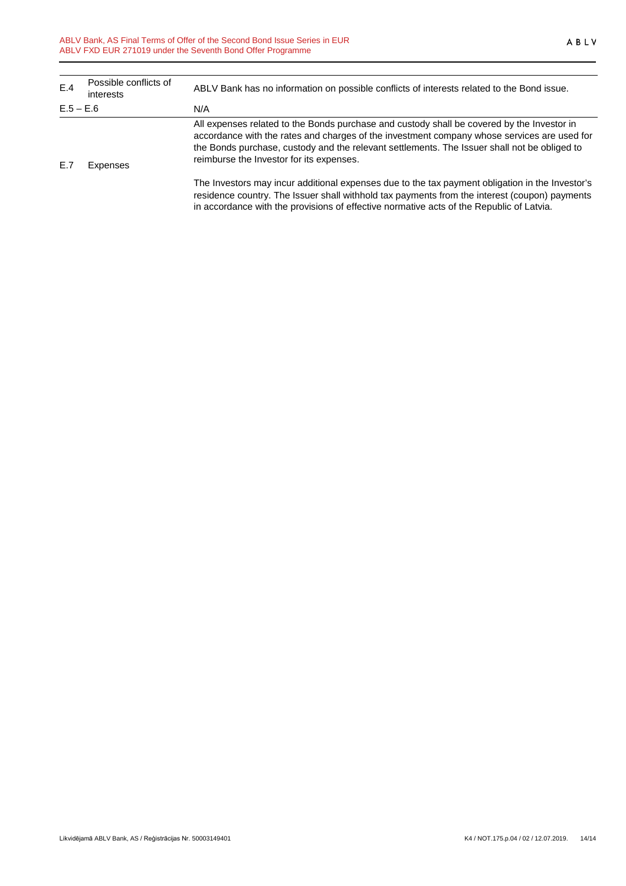| | | |
|---|---|---|
| E.4 | Possible conflicts of interests | ABLV Bank has no information on possible conflicts of interests related to the Bond issue. |
| E.5 – E.6 | | N/A |
| E.7 | Expenses | All expenses related to the Bonds purchase and custody shall be covered by the Investor in accordance with the rates and charges of the investment company whose services are used for the Bonds purchase, custody and the relevant settlements. The Issuer shall not be obliged to reimburse the Investor for its expenses.<br><br>The Investors may incur additional expenses due to the tax payment obligation in the Investor's residence country. The Issuer shall withhold tax payments from the interest (coupon) payments in accordance with the provisions of effective normative acts of the Republic of Latvia. |